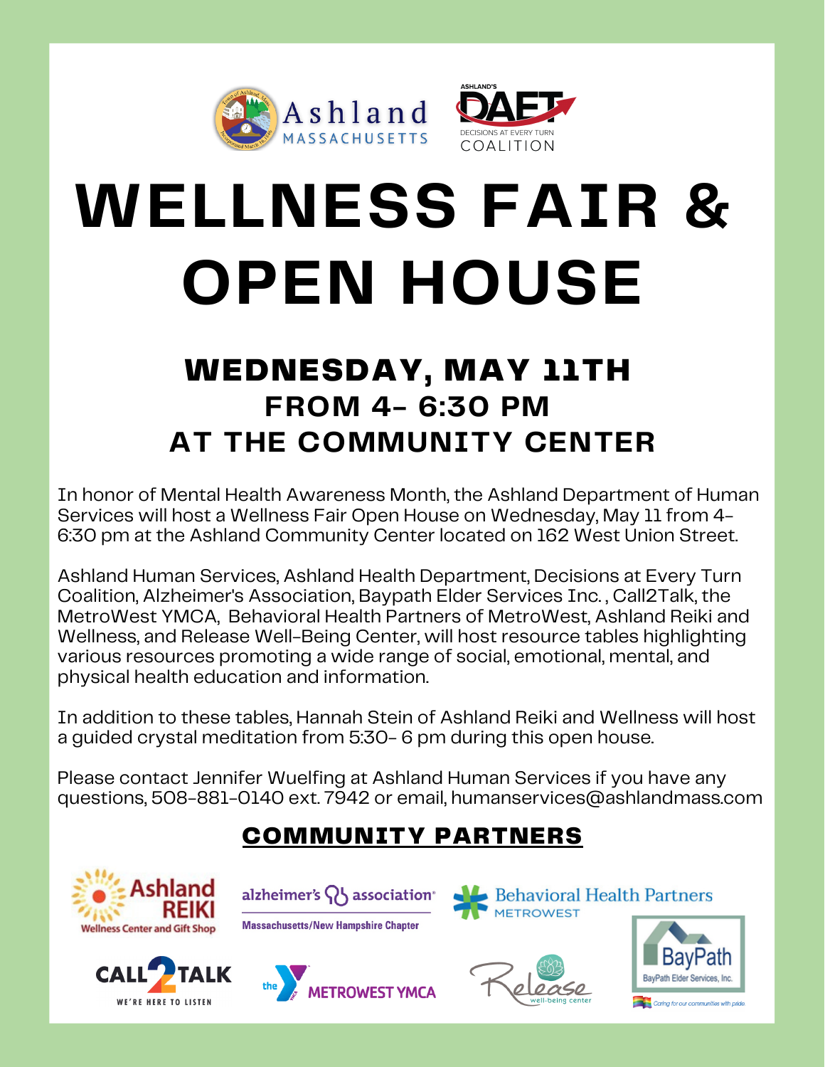Ashland MASSACHUSETTS

ASHLAND'S DAFT DECISIONS AT EVERY TURN COALITION

# WELLNESS FAIR & OPEN HOUSE

## WEDNESDAY, MAY 11TH
### FROM 4- 6:30 PM
### AT THE COMMUNITY CENTER

In honor of Mental Health Awareness Month, the Ashland Department of Human Services will host a Wellness Fair Open House on Wednesday, May 11 from 4-6:30 pm at the Ashland Community Center located on 162 West Union Street.

Ashland Human Services, Ashland Health Department, Decisions at Every Turn Coalition, Alzheimer's Association, Baypath Elder Services Inc. , Call2Talk, the MetroWest YMCA, Behavioral Health Partners of MetroWest, Ashland Reiki and Wellness, and Release Well-Being Center, will host resource tables highlighting various resources promoting a wide range of social, emotional, mental, and physical health education and information.

In addition to these tables, Hannah Stein of Ashland Reiki and Wellness will host a guided crystal meditation from 5:30- 6 pm during this open house.

Please contact Jennifer Wuelfing at Ashland Human Services if you have any questions, 508-881-0140 ext. 7942 or email, humanservices@ashlandmass.com

## COMMUNITY PARTNERS

Ashland REIKI Wellness Center and Gift Shop

alzheimer's association Massachusetts/New Hampshire Chapter

Behavioral Health Partners METROWEST

BayPath BayPath Elder Services, Inc. Caring for our communities with pride.

CALL2TALK WE'RE HERE TO LISTEN

the Y METROWEST YMCA

Release well-being center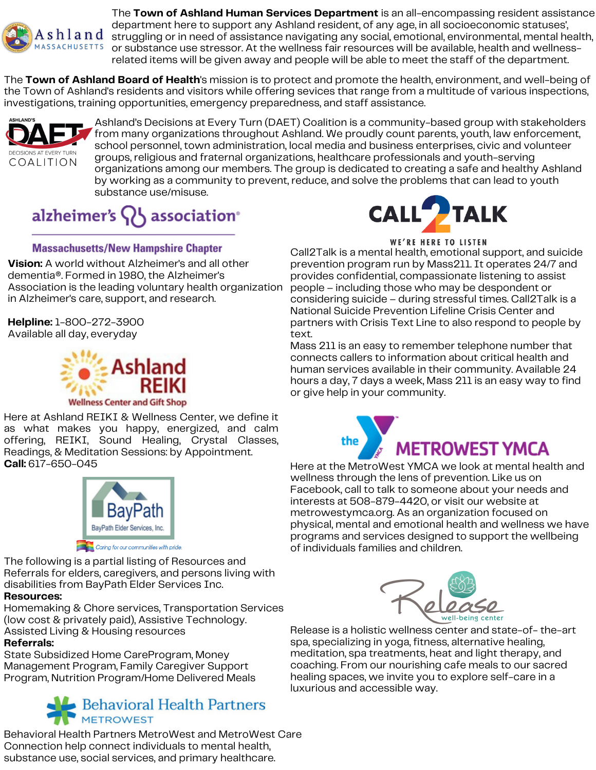**Ashland** MASSACHUSETTS

The **Town of Ashland Human Services Department** is an all-encompassing resident assistance department here to support any Ashland resident, of any age, in all socioeconomic statuses', struggling or in need of assistance navigating any social, emotional, environmental, mental health, or substance use stressor. At the wellness fair resources will be available, health and wellness-related items will be given away and people will be able to meet the staff of the department.

The **Town of Ashland Board of Health**'s mission is to protect and promote the health, environment, and well-being of the Town of Ashland's residents and visitors while offering sevices that range from a multitude of various inspections, investigations, training opportunities, emergency preparedness, and staff assistance.

ASHLAND'S DAET DECISIONS AT EVERY TURN COALITION

Ashland's Decisions at Every Turn (DAET) Coalition is a community-based group with stakeholders from many organizations throughout Ashland. We proudly count parents, youth, law enforcement, school personnel, town administration, local media and business enterprises, civic and volunteer groups, religious and fraternal organizations, healthcare professionals and youth-serving organizations among our members. The group is dedicated to creating a safe and healthy Ashland by working as a community to prevent, reduce, and solve the problems that can lead to youth substance use/misuse.

## alzheimer's association®

### Massachusetts/New Hampshire Chapter

**Vision:** A world without Alzheimer's and all other dementia®. Formed in 1980, the Alzheimer's Association is the leading voluntary health organization in Alzheimer's care, support, and research.

**Helpline:** 1-800-272-3900
Available all day, everyday

## Ashland REIKI

Wellness Center and Gift Shop

Here at Ashland REIKI & Wellness Center, we define it as what makes you happy, energized, and calm offering, REIKI, Sound Healing, Crystal Classes, Readings, & Meditation Sessions: by Appointment.
**Call:** 617-650-045

## BayPath

BayPath Elder Services, Inc.
Caring for our communities with pride.

The following is a partial listing of Resources and Referrals for elders, caregivers, and persons living with disabilities from BayPath Elder Services Inc.
**Resources:**
Homemaking & Chore services, Transportation Services (low cost & privately paid), Assistive Technology.
Assisted Living & Housing resources
**Referrals:**
State Subsidized Home CareProgram, Money Management Program, Family Caregiver Support Program, Nutrition Program/Home Delivered Meals

## Behavioral Health Partners METROWEST

Behavioral Health Partners MetroWest and MetroWest Care Connection help connect individuals to mental health, substance use, social services, and primary healthcare.

## CALL 2 TALK

WE'RE HERE TO LISTEN

Call2Talk is a mental health, emotional support, and suicide prevention program run by Mass211. It operates 24/7 and provides confidential, compassionate listening to assist people – including those who may be despondent or considering suicide – during stressful times. Call2Talk is a National Suicide Prevention Lifeline Crisis Center and partners with Crisis Text Line to also respond to people by text.
Mass 211 is an easy to remember telephone number that connects callers to information about critical health and human services available in their community. Available 24 hours a day, 7 days a week, Mass 211 is an easy way to find or give help in your community.

## the Y METROWEST YMCA

Here at the MetroWest YMCA we look at mental health and wellness through the lens of prevention. Like us on Facebook, call to talk to someone about your needs and interests at 508-879-4420, or visit our website at metrowestymca.org. As an organization focused on physical, mental and emotional health and wellness we have programs and services designed to support the wellbeing of individuals families and children.

## Release

well-being center

Release is a holistic wellness center and state-of- the-art spa, specializing in yoga, fitness, alternative healing, meditation, spa treatments, heat and light therapy, and coaching. From our nourishing cafe meals to our sacred healing spaces, we invite you to explore self-care in a luxurious and accessible way.